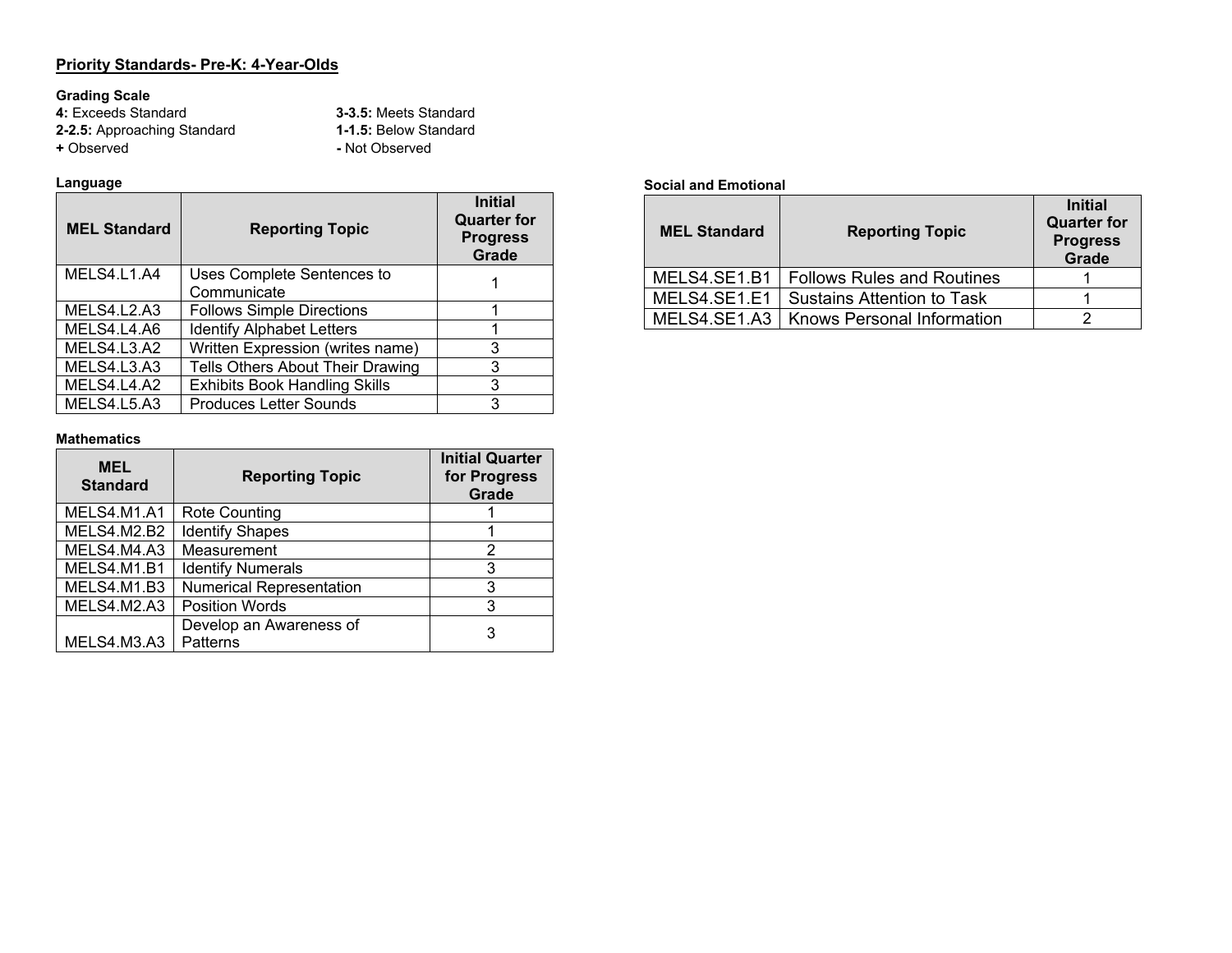## Priority Standards- Pre-K: 4-Year-Olds

**Grading Scale**

**4:** Exceeds Standard
**3-3.5:** Meets Standard
**2-2.5:** Approaching Standard
**1-1.5:** Below Standard
**+** Observed
**-** Not Observed

**Language**

| MEL Standard | Reporting Topic | Initial Quarter for Progress Grade |
|---|---|---|
| MELS4.L1.A4 | Uses Complete Sentences to Communicate | 1 |
| MELS4.L2.A3 | Follows Simple Directions | 1 |
| MELS4.L4.A6 | Identify Alphabet Letters | 1 |
| MELS4.L3.A2 | Written Expression (writes name) | 3 |
| MELS4.L3.A3 | Tells Others About Their Drawing | 3 |
| MELS4.L4.A2 | Exhibits Book Handling Skills | 3 |
| MELS4.L5.A3 | Produces Letter Sounds | 3 |

**Mathematics**

| MEL Standard | Reporting Topic | Initial Quarter for Progress Grade |
|---|---|---|
| MELS4.M1.A1 | Rote Counting | 1 |
| MELS4.M2.B2 | Identify Shapes | 1 |
| MELS4.M4.A3 | Measurement | 2 |
| MELS4.M1.B1 | Identify Numerals | 3 |
| MELS4.M1.B3 | Numerical Representation | 3 |
| MELS4.M2.A3 | Position Words | 3 |
| MELS4.M3.A3 | Develop an Awareness of Patterns | 3 |

**Social and Emotional**

| MEL Standard | Reporting Topic | Initial Quarter for Progress Grade |
|---|---|---|
| MELS4.SE1.B1 | Follows Rules and Routines | 1 |
| MELS4.SE1.E1 | Sustains Attention to Task | 1 |
| MELS4.SE1.A3 | Knows Personal Information | 2 |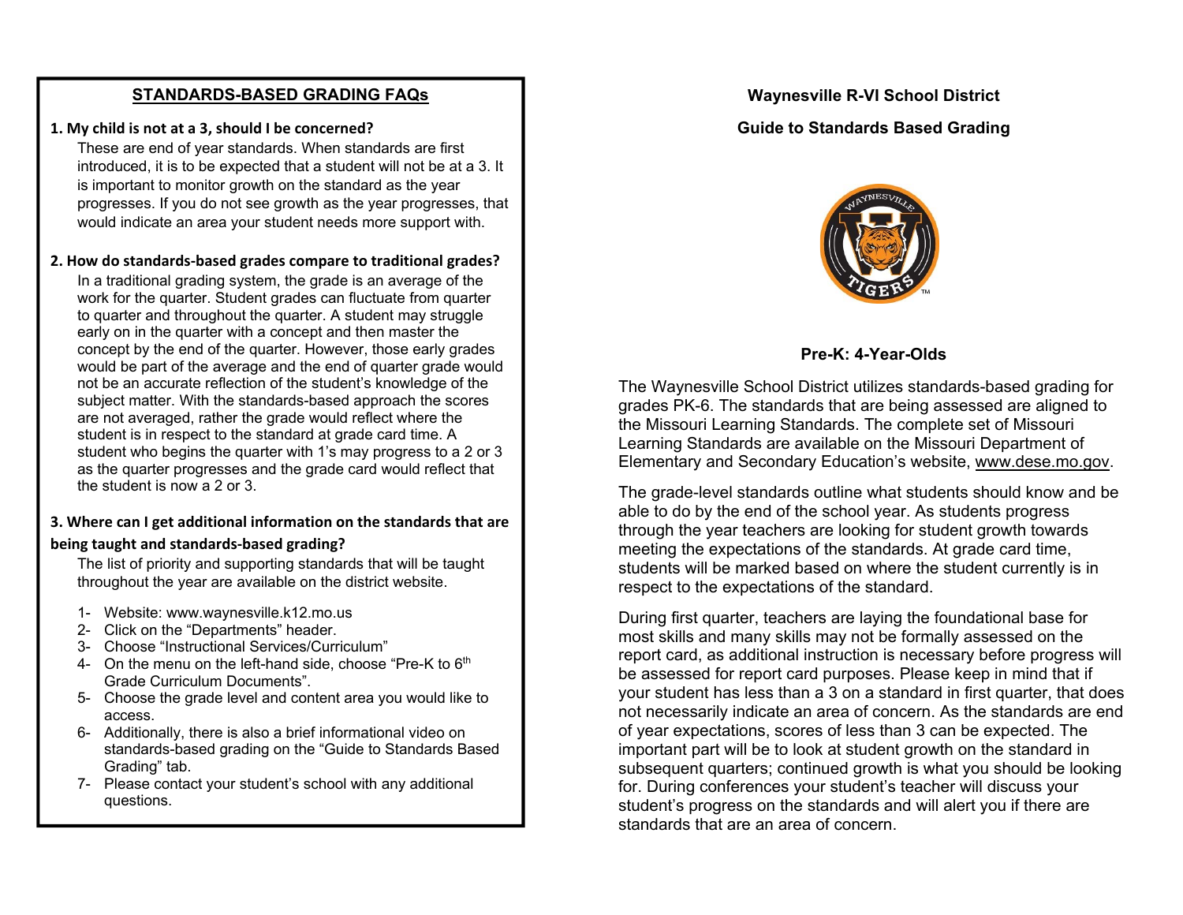## STANDARDS-BASED GRADING FAQs

**1. My child is not at a 3, should I be concerned?**

These are end of year standards. When standards are first introduced, it is to be expected that a student will not be at a 3. It is important to monitor growth on the standard as the year progresses. If you do not see growth as the year progresses, that would indicate an area your student needs more support with.

**2. How do standards-based grades compare to traditional grades?**

In a traditional grading system, the grade is an average of the work for the quarter. Student grades can fluctuate from quarter to quarter and throughout the quarter. A student may struggle early on in the quarter with a concept and then master the concept by the end of the quarter. However, those early grades would be part of the average and the end of quarter grade would not be an accurate reflection of the student's knowledge of the subject matter. With the standards-based approach the scores are not averaged, rather the grade would reflect where the student is in respect to the standard at grade card time. A student who begins the quarter with 1's may progress to a 2 or 3 as the quarter progresses and the grade card would reflect that the student is now a 2 or 3.

**3. Where can I get additional information on the standards that are being taught and standards-based grading?**

The list of priority and supporting standards that will be taught throughout the year are available on the district website.

1- Website: www.waynesville.k12.mo.us
2- Click on the "Departments" header.
3- Choose "Instructional Services/Curriculum"
4- On the menu on the left-hand side, choose "Pre-K to 6th Grade Curriculum Documents".
5- Choose the grade level and content area you would like to access.
6- Additionally, there is also a brief informational video on standards-based grading on the "Guide to Standards Based Grading" tab.
7- Please contact your student's school with any additional questions.

**Waynesville R-VI School District**

**Guide to Standards Based Grading**

**Pre-K: 4-Year-Olds**

The Waynesville School District utilizes standards-based grading for grades PK-6. The standards that are being assessed are aligned to the Missouri Learning Standards. The complete set of Missouri Learning Standards are available on the Missouri Department of Elementary and Secondary Education's website, www.dese.mo.gov.

The grade-level standards outline what students should know and be able to do by the end of the school year. As students progress through the year teachers are looking for student growth towards meeting the expectations of the standards. At grade card time, students will be marked based on where the student currently is in respect to the expectations of the standard.

During first quarter, teachers are laying the foundational base for most skills and many skills may not be formally assessed on the report card, as additional instruction is necessary before progress will be assessed for report card purposes. Please keep in mind that if your student has less than a 3 on a standard in first quarter, that does not necessarily indicate an area of concern. As the standards are end of year expectations, scores of less than 3 can be expected. The important part will be to look at student growth on the standard in subsequent quarters; continued growth is what you should be looking for. During conferences your student's teacher will discuss your student's progress on the standards and will alert you if there are standards that are an area of concern.